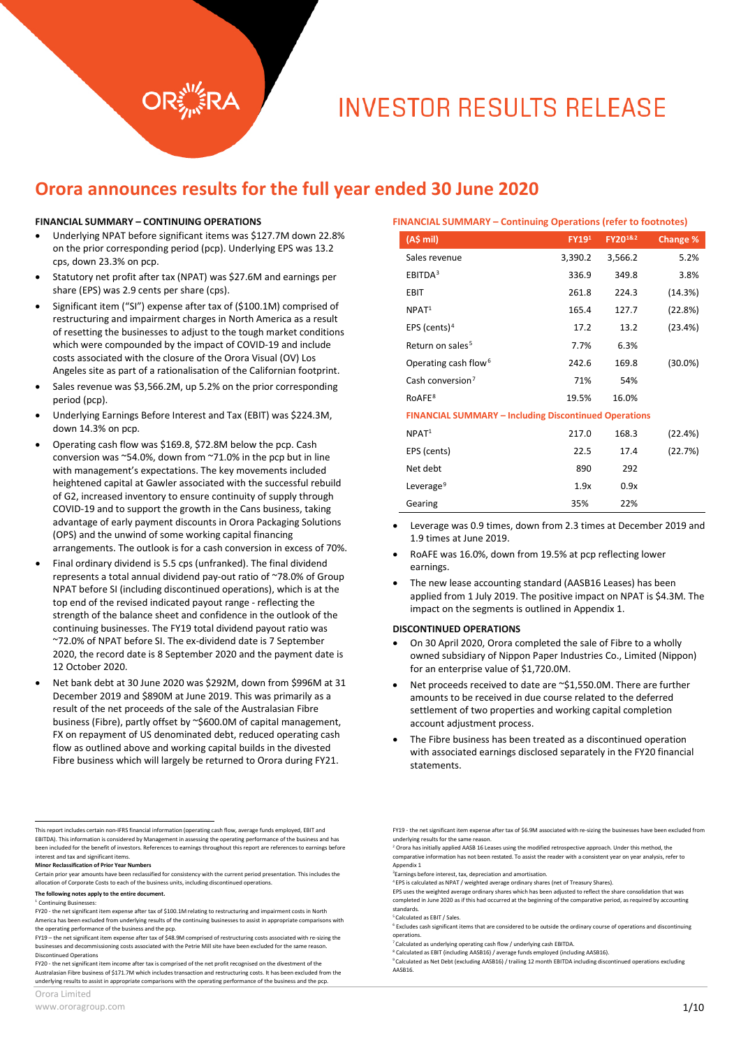# INVESTOR RESULTS RELEASE

## Orora announces results for the full year ended 30 June 2020

### FINANCIAL SUMMARY – CONTINUING OPERATIONS

- Underlying NPAT before significant items was $127.7M down 22.8% on the prior corresponding period (pcp). Underlying EPS was 13.2 cps, down 23.3% on pcp.
- Statutory net profit after tax (NPAT) was $27.6M and earnings per share (EPS) was 2.9 cents per share (cps).
- Significant item ("SI") expense after tax of ($100.1M) comprised of restructuring and impairment charges in North America as a result of resetting the businesses to adjust to the tough market conditions which were compounded by the impact of COVID-19 and include costs associated with the closure of the Orora Visual (OV) Los Angeles site as part of a rationalisation of the Californian footprint.
- Sales revenue was $3,566.2M, up 5.2% on the prior corresponding period (pcp).
- Underlying Earnings Before Interest and Tax (EBIT) was $224.3M, down 14.3% on pcp.
- Operating cash flow was $169.8, $72.8M below the pcp. Cash conversion was ~54.0%, down from ~71.0% in the pcp but in line with management's expectations. The key movements included heightened capital at Gawler associated with the successful rebuild of G2, increased inventory to ensure continuity of supply through COVID-19 and to support the growth in the Cans business, taking advantage of early payment discounts in Orora Packaging Solutions (OPS) and the unwind of some working capital financing arrangements. The outlook is for a cash conversion in excess of 70%.
- Final ordinary dividend is 5.5 cps (unfranked). The final dividend represents a total annual dividend pay-out ratio of ~78.0% of Group NPAT before SI (including discontinued operations), which is at the top end of the revised indicated payout range - reflecting the strength of the balance sheet and confidence in the outlook of the continuing businesses. The FY19 total dividend payout ratio was ~72.0% of NPAT before SI. The ex-dividend date is 7 September 2020, the record date is 8 September 2020 and the payment date is 12 October 2020.
- Net bank debt at 30 June 2020 was $292M, down from $996M at 31 December 2019 and $890M at June 2019. This was primarily as a result of the net proceeds of the sale of the Australasian Fibre business (Fibre), partly offset by ~$600.0M of capital management, FX on repayment of US denominated debt, reduced operating cash flow as outlined above and working capital builds in the divested Fibre business which will largely be returned to Orora during FY21.

### FINANCIAL SUMMARY – Continuing Operations (refer to footnotes)

| (A$ mil) | FY19[1] | FY20[1&2] | Change % |
|---|---|---|---|
| Sales revenue | 3,390.2 | 3,566.2 | 5.2% |
| EBITDA[3] | 336.9 | 349.8 | 3.8% |
| EBIT | 261.8 | 224.3 | (14.3%) |
| NPAT[1] | 165.4 | 127.7 | (22.8%) |
| EPS (cents)[4] | 17.2 | 13.2 | (23.4%) |
| Return on sales[5] | 7.7% | 6.3% | |
| Operating cash flow[6] | 242.6 | 169.8 | (30.0%) |
| Cash conversion[7] | 71% | 54% | |
| RoAFE[8] | 19.5% | 16.0% | |
| **FINANCIAL SUMMARY – Including Discontinued Operations** | | | |
| NPAT[1] | 217.0 | 168.3 | (22.4%) |
| EPS (cents) | 22.5 | 17.4 | (22.7%) |
| Net debt | 890 | 292 | |
| Leverage[9] | 1.9x | 0.9x | |
| Gearing | 35% | 22% | |

- Leverage was 0.9 times, down from 2.3 times at December 2019 and 1.9 times at June 2019.
- RoAFE was 16.0%, down from 19.5% at pcp reflecting lower earnings.
- The new lease accounting standard (AASB16 Leases) has been applied from 1 July 2019. The positive impact on NPAT is $4.3M. The impact on the segments is outlined in Appendix 1.

### DISCONTINUED OPERATIONS

- On 30 April 2020, Orora completed the sale of Fibre to a wholly owned subsidiary of Nippon Paper Industries Co., Limited (Nippon) for an enterprise value of $1,720.0M.
- Net proceeds received to date are ~$1,550.0M. There are further amounts to be received in due course related to the deferred settlement of two properties and working capital completion account adjustment process.
- The Fibre business has been treated as a discontinued operation with associated earnings disclosed separately in the FY20 financial statements.

---

This report includes certain non-IFRS financial information (operating cash flow, average funds employed, EBIT and EBITDA). This information is considered by Management in assessing the operating performance of the business and has been included for the benefit of investors. References to earnings throughout this report are references to earnings before interest and tax and significant items.

**Minor Reclassification of Prior Year Numbers**

Certain prior year amounts have been reclassified for consistency with the current period presentation. This includes the allocation of Corporate Costs to each of the business units, including discontinued operations.

**The following notes apply to the entire document.**

[1] Continuing Businesses:

FY20 - the net significant item expense after tax of $100.1M relating to restructuring and impairment costs in North America has been excluded from underlying results of the continuing businesses to assist in appropriate comparisons with the operating performance of the business and the pcp.

FY19 – the net significant item expense after tax of $48.9M comprised of restructuring costs associated with re-sizing the businesses and decommissioning costs associated with the Petrie Mill site have been excluded for the same reason.

Discontinued Operations

FY20 - the net significant item income after tax is comprised of the net profit recognised on the divestment of the Australasian Fibre business of $171.7M which includes transaction and restructuring costs. It has been excluded from the underlying results to assist in appropriate comparisons with the operating performance of the business and the pcp.

FY19 - the net significant item expense after tax of $6.9M associated with re-sizing the businesses have been excluded from underlying results for the same reason.

[2] Orora has initially applied AASB 16 Leases using the modified retrospective approach. Under this method, the comparative information has not been restated. To assist the reader with a consistent year on year analysis, refer to Appendix 1

[3] Earnings before interest, tax, depreciation and amortisation.

[4] EPS is calculated as NPAT / weighted average ordinary shares (net of Treasury Shares).

EPS uses the weighted average ordinary shares which has been adjusted to reflect the share consolidation that was completed in June 2020 as if this had occurred at the beginning of the comparative period, as required by accounting standards.

[5] Calculated as EBIT / Sales.

[6] Excludes cash significant items that are considered to be outside the ordinary course of operations and discontinuing operations.

[7] Calculated as underlying operating cash flow / underlying cash EBITDA.

[8] Calculated as EBIT (including AASB16) / average funds employed (including AASB16).

[9] Calculated as Net Debt (excluding AASB16) / trailing 12 month EBITDA including discontinued operations excluding AASB16.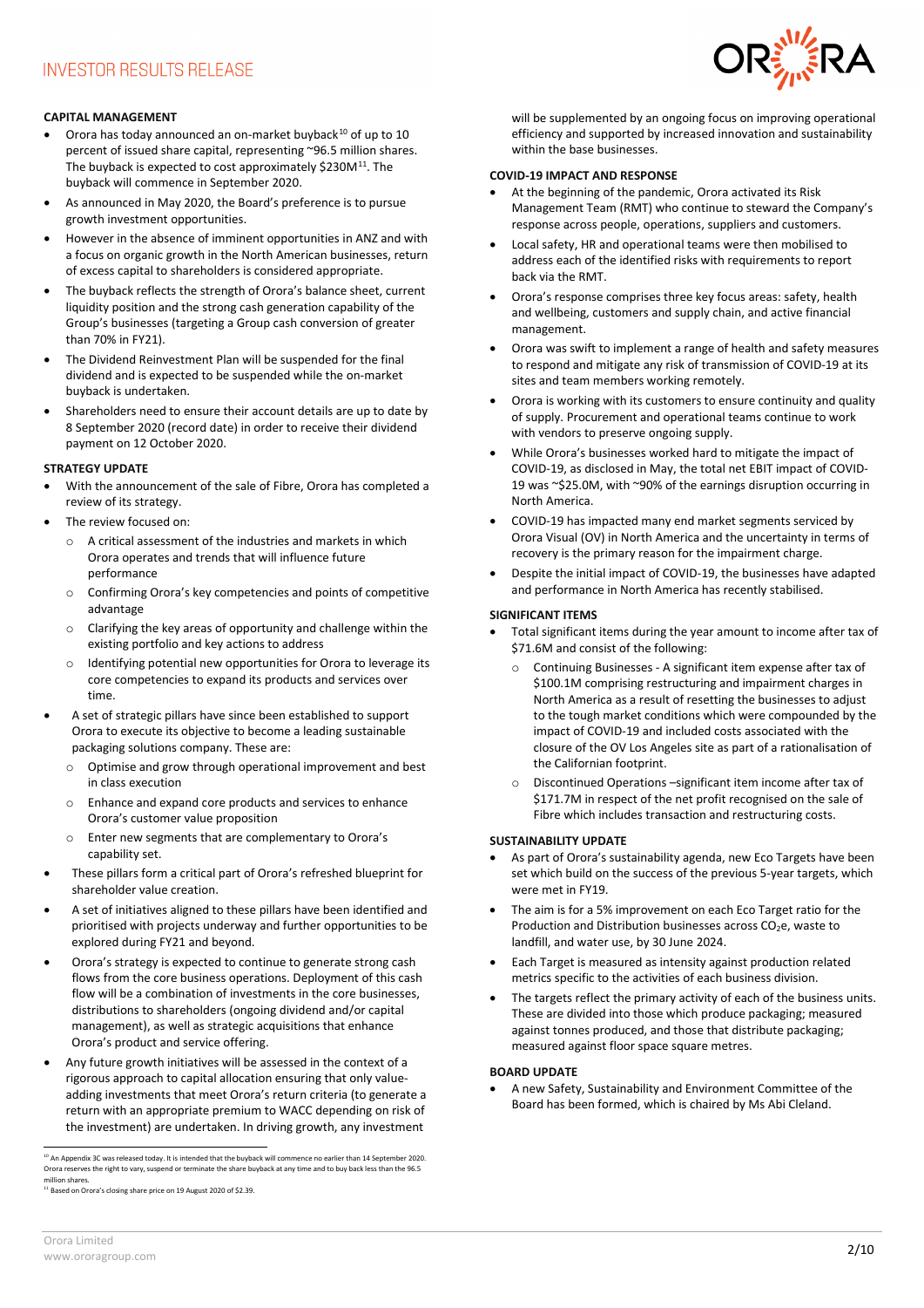## CAPITAL MANAGEMENT

- Orora has today announced an on-market buyback[10] of up to 10 percent of issued share capital, representing ~96.5 million shares. The buyback is expected to cost approximately $230M[11]. The buyback will commence in September 2020.
- As announced in May 2020, the Board's preference is to pursue growth investment opportunities.
- However in the absence of imminent opportunities in ANZ and with a focus on organic growth in the North American businesses, return of excess capital to shareholders is considered appropriate.
- The buyback reflects the strength of Orora's balance sheet, current liquidity position and the strong cash generation capability of the Group's businesses (targeting a Group cash conversion of greater than 70% in FY21).
- The Dividend Reinvestment Plan will be suspended for the final dividend and is expected to be suspended while the on-market buyback is undertaken.
- Shareholders need to ensure their account details are up to date by 8 September 2020 (record date) in order to receive their dividend payment on 12 October 2020.

## STRATEGY UPDATE

- With the announcement of the sale of Fibre, Orora has completed a review of its strategy.
- The review focused on:
  - A critical assessment of the industries and markets in which Orora operates and trends that will influence future performance
  - Confirming Orora's key competencies and points of competitive advantage
  - Clarifying the key areas of opportunity and challenge within the existing portfolio and key actions to address
  - Identifying potential new opportunities for Orora to leverage its core competencies to expand its products and services over time.
- A set of strategic pillars have since been established to support Orora to execute its objective to become a leading sustainable packaging solutions company. These are:
  - Optimise and grow through operational improvement and best in class execution
  - Enhance and expand core products and services to enhance Orora's customer value proposition
  - Enter new segments that are complementary to Orora's capability set.
- These pillars form a critical part of Orora's refreshed blueprint for shareholder value creation.
- A set of initiatives aligned to these pillars have been identified and prioritised with projects underway and further opportunities to be explored during FY21 and beyond.
- Orora's strategy is expected to continue to generate strong cash flows from the core business operations. Deployment of this cash flow will be a combination of investments in the core businesses, distributions to shareholders (ongoing dividend and/or capital management), as well as strategic acquisitions that enhance Orora's product and service offering.
- Any future growth initiatives will be assessed in the context of a rigorous approach to capital allocation ensuring that only value-adding investments that meet Orora's return criteria (to generate a return with an appropriate premium to WACC depending on risk of the investment) are undertaken. In driving growth, any investment will be supplemented by an ongoing focus on improving operational efficiency and supported by increased innovation and sustainability within the base businesses.

## COVID-19 IMPACT AND RESPONSE

- At the beginning of the pandemic, Orora activated its Risk Management Team (RMT) who continue to steward the Company's response across people, operations, suppliers and customers.
- Local safety, HR and operational teams were then mobilised to address each of the identified risks with requirements to report back via the RMT.
- Orora's response comprises three key focus areas: safety, health and wellbeing, customers and supply chain, and active financial management.
- Orora was swift to implement a range of health and safety measures to respond and mitigate any risk of transmission of COVID-19 at its sites and team members working remotely.
- Orora is working with its customers to ensure continuity and quality of supply. Procurement and operational teams continue to work with vendors to preserve ongoing supply.
- While Orora's businesses worked hard to mitigate the impact of COVID-19, as disclosed in May, the total net EBIT impact of COVID-19 was ~$25.0M, with ~90% of the earnings disruption occurring in North America.
- COVID-19 has impacted many end market segments serviced by Orora Visual (OV) in North America and the uncertainty in terms of recovery is the primary reason for the impairment charge.
- Despite the initial impact of COVID-19, the businesses have adapted and performance in North America has recently stabilised.

## SIGNIFICANT ITEMS

- Total significant items during the year amount to income after tax of $71.6M and consist of the following:
  - Continuing Businesses - A significant item expense after tax of $100.1M comprising restructuring and impairment charges in North America as a result of resetting the businesses to adjust to the tough market conditions which were compounded by the impact of COVID-19 and included costs associated with the closure of the OV Los Angeles site as part of a rationalisation of the Californian footprint.
  - Discontinued Operations –significant item income after tax of $171.7M in respect of the net profit recognised on the sale of Fibre which includes transaction and restructuring costs.

## SUSTAINABILITY UPDATE

- As part of Orora's sustainability agenda, new Eco Targets have been set which build on the success of the previous 5-year targets, which were met in FY19.
- The aim is for a 5% improvement on each Eco Target ratio for the Production and Distribution businesses across $CO_2$e, waste to landfill, and water use, by 30 June 2024.
- Each Target is measured as intensity against production related metrics specific to the activities of each business division.
- The targets reflect the primary activity of each of the business units. These are divided into those which produce packaging; measured against tonnes produced, and those that distribute packaging; measured against floor space square metres.

## BOARD UPDATE

- A new Safety, Sustainability and Environment Committee of the Board has been formed, which is chaired by Ms Abi Cleland.

---

[10] An Appendix 3C was released today. It is intended that the buyback will commence no earlier than 14 September 2020. Orora reserves the right to vary, suspend or terminate the share buyback at any time and to buy back less than the 96.5 million shares.

[11] Based on Orora's closing share price on 19 August 2020 of $2.39.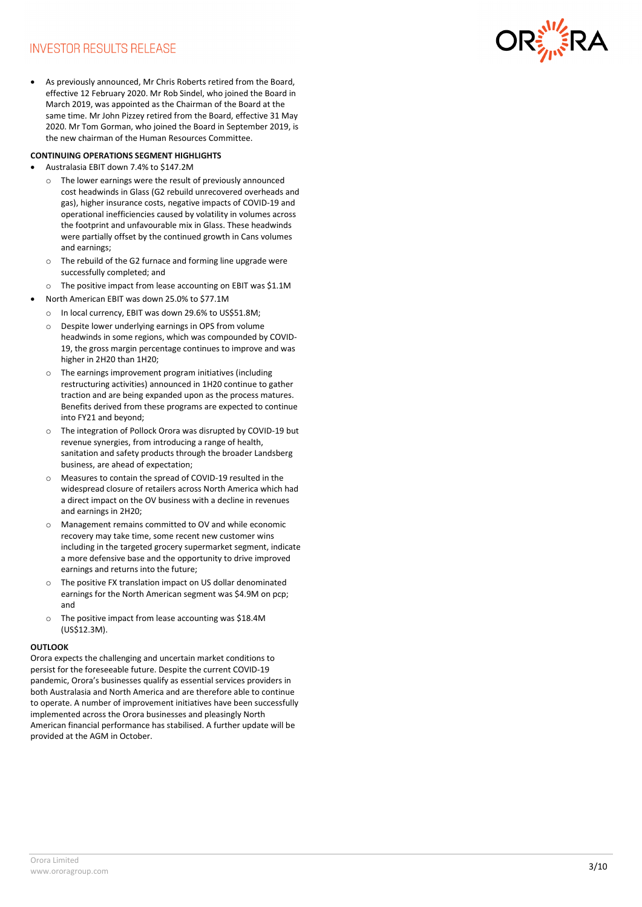- As previously announced, Mr Chris Roberts retired from the Board, effective 12 February 2020. Mr Rob Sindel, who joined the Board in March 2019, was appointed as the Chairman of the Board at the same time. Mr John Pizzey retired from the Board, effective 31 May 2020. Mr Tom Gorman, who joined the Board in September 2019, is the new chairman of the Human Resources Committee.

**CONTINUING OPERATIONS SEGMENT HIGHLIGHTS**

- Australasia EBIT down 7.4% to $147.2M
  - The lower earnings were the result of previously announced cost headwinds in Glass (G2 rebuild unrecovered overheads and gas), higher insurance costs, negative impacts of COVID-19 and operational inefficiencies caused by volatility in volumes across the footprint and unfavourable mix in Glass. These headwinds were partially offset by the continued growth in Cans volumes and earnings;
  - The rebuild of the G2 furnace and forming line upgrade were successfully completed; and
  - The positive impact from lease accounting on EBIT was $1.1M
- North American EBIT was down 25.0% to $77.1M
  - In local currency, EBIT was down 29.6% to US$51.8M;
  - Despite lower underlying earnings in OPS from volume headwinds in some regions, which was compounded by COVID-19, the gross margin percentage continues to improve and was higher in 2H20 than 1H20;
  - The earnings improvement program initiatives (including restructuring activities) announced in 1H20 continue to gather traction and are being expanded upon as the process matures. Benefits derived from these programs are expected to continue into FY21 and beyond;
  - The integration of Pollock Orora was disrupted by COVID-19 but revenue synergies, from introducing a range of health, sanitation and safety products through the broader Landsberg business, are ahead of expectation;
  - Measures to contain the spread of COVID-19 resulted in the widespread closure of retailers across North America which had a direct impact on the OV business with a decline in revenues and earnings in 2H20;
  - Management remains committed to OV and while economic recovery may take time, some recent new customer wins including in the targeted grocery supermarket segment, indicate a more defensive base and the opportunity to drive improved earnings and returns into the future;
  - The positive FX translation impact on US dollar denominated earnings for the North American segment was $4.9M on pcp; and
  - The positive impact from lease accounting was $18.4M (US$12.3M).

**OUTLOOK**

Orora expects the challenging and uncertain market conditions to persist for the foreseeable future. Despite the current COVID-19 pandemic, Orora's businesses qualify as essential services providers in both Australasia and North America and are therefore able to continue to operate. A number of improvement initiatives have been successfully implemented across the Orora businesses and pleasingly North American financial performance has stabilised. A further update will be provided at the AGM in October.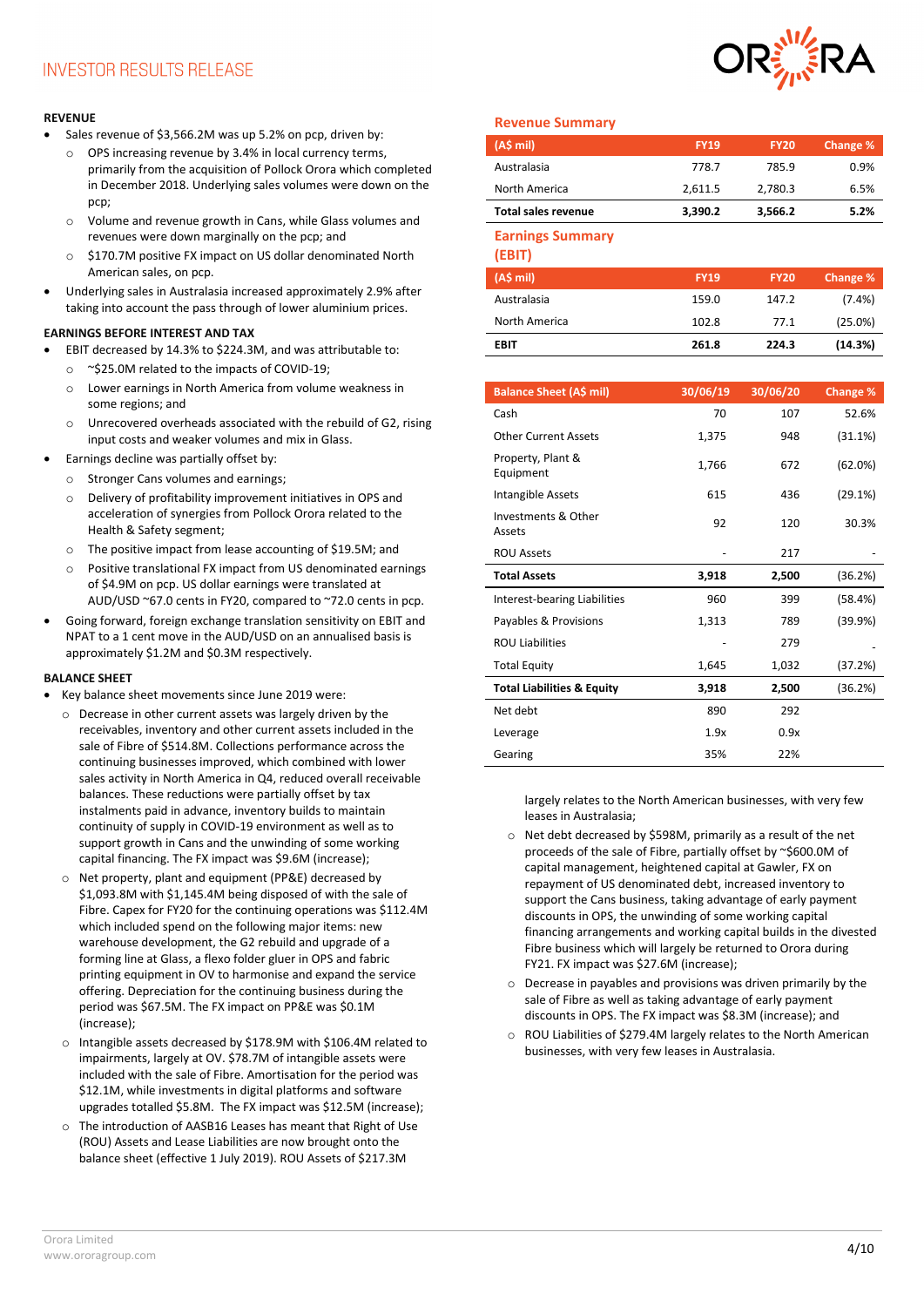## REVENUE

- Sales revenue of $3,566.2M was up 5.2% on pcp, driven by:
  - OPS increasing revenue by 3.4% in local currency terms, primarily from the acquisition of Pollock Orora which completed in December 2018. Underlying sales volumes were down on the pcp;
  - Volume and revenue growth in Cans, while Glass volumes and revenues were down marginally on the pcp; and
  - $170.7M positive FX impact on US dollar denominated North American sales, on pcp.
- Underlying sales in Australasia increased approximately 2.9% after taking into account the pass through of lower aluminium prices.

## EARNINGS BEFORE INTEREST AND TAX

- EBIT decreased by 14.3% to $224.3M, and was attributable to:
  - ~$25.0M related to the impacts of COVID-19;
  - Lower earnings in North America from volume weakness in some regions; and
  - Unrecovered overheads associated with the rebuild of G2, rising input costs and weaker volumes and mix in Glass.
- Earnings decline was partially offset by:
  - Stronger Cans volumes and earnings;
  - Delivery of profitability improvement initiatives in OPS and acceleration of synergies from Pollock Orora related to the Health & Safety segment;
  - The positive impact from lease accounting of $19.5M; and
  - Positive translational FX impact from US denominated earnings of $4.9M on pcp. US dollar earnings were translated at AUD/USD ~67.0 cents in FY20, compared to ~72.0 cents in pcp.
- Going forward, foreign exchange translation sensitivity on EBIT and NPAT to a 1 cent move in the AUD/USD on an annualised basis is approximately $1.2M and $0.3M respectively.

## BALANCE SHEET

- Key balance sheet movements since June 2019 were:
  - Decrease in other current assets was largely driven by the receivables, inventory and other current assets included in the sale of Fibre of $514.8M. Collections performance across the continuing businesses improved, which combined with lower sales activity in North America in Q4, reduced overall receivable balances. These reductions were partially offset by tax instalments paid in advance, inventory builds to maintain continuity of supply in COVID-19 environment as well as to support growth in Cans and the unwinding of some working capital financing. The FX impact was $9.6M (increase);
  - Net property, plant and equipment (PP&E) decreased by $1,093.8M with $1,145.4M being disposed of with the sale of Fibre. Capex for FY20 for the continuing operations was $112.4M which included spend on the following major items: new warehouse development, the G2 rebuild and upgrade of a forming line at Glass, a flexo folder gluer in OPS and fabric printing equipment in OV to harmonise and expand the service offering. Depreciation for the continuing business during the period was $67.5M. The FX impact on PP&E was $0.1M (increase);
  - Intangible assets decreased by $178.9M with $106.4M related to impairments, largely at OV. $78.7M of intangible assets were included with the sale of Fibre. Amortisation for the period was $12.1M, while investments in digital platforms and software upgrades totalled $5.8M. The FX impact was $12.5M (increase);
  - The introduction of AASB16 Leases has meant that Right of Use (ROU) Assets and Lease Liabilities are now brought onto the balance sheet (effective 1 July 2019). ROU Assets of $217.3M largely relates to the North American businesses, with very few leases in Australasia;
  - Net debt decreased by $598M, primarily as a result of the net proceeds of the sale of Fibre, partially offset by ~$600.0M of capital management, heightened capital at Gawler, FX on repayment of US denominated debt, increased inventory to support the Cans business, taking advantage of early payment discounts in OPS, the unwinding of some working capital financing arrangements and working capital builds in the divested Fibre business which will largely be returned to Orora during FY21. FX impact was $27.6M (increase);
  - Decrease in payables and provisions was driven primarily by the sale of Fibre as well as taking advantage of early payment discounts in OPS. The FX impact was $8.3M (increase); and
  - ROU Liabilities of $279.4M largely relates to the North American businesses, with very few leases in Australasia.

### Revenue Summary

| (A$ mil) | FY19 | FY20 | Change % |
|---|---|---|---|
| Australasia | 778.7 | 785.9 | 0.9% |
| North America | 2,611.5 | 2,780.3 | 6.5% |
| **Total sales revenue** | **3,390.2** | **3,566.2** | **5.2%** |

### Earnings Summary (EBIT)

| (A$ mil) | FY19 | FY20 | Change % |
|---|---|---|---|
| Australasia | 159.0 | 147.2 | (7.4%) |
| North America | 102.8 | 77.1 | (25.0%) |
| **EBIT** | **261.8** | **224.3** | **(14.3%)** |

| Balance Sheet (A$ mil) | 30/06/19 | 30/06/20 | Change % |
|---|---|---|---|
| Cash | 70 | 107 | 52.6% |
| Other Current Assets | 1,375 | 948 | (31.1%) |
| Property, Plant & Equipment | 1,766 | 672 | (62.0%) |
| Intangible Assets | 615 | 436 | (29.1%) |
| Investments & Other Assets | 92 | 120 | 30.3% |
| ROU Assets | - | 217 | - |
| **Total Assets** | **3,918** | **2,500** | **(36.2%)** |
| Interest-bearing Liabilities | 960 | 399 | (58.4%) |
| Payables & Provisions | 1,313 | 789 | (39.9%) |
| ROU Liabilities | - | 279 | - |
| Total Equity | 1,645 | 1,032 | (37.2%) |
| **Total Liabilities & Equity** | **3,918** | **2,500** | **(36.2%)** |
| Net debt | 890 | 292 | |
| Leverage | 1.9x | 0.9x | |
| Gearing | 35% | 22% | |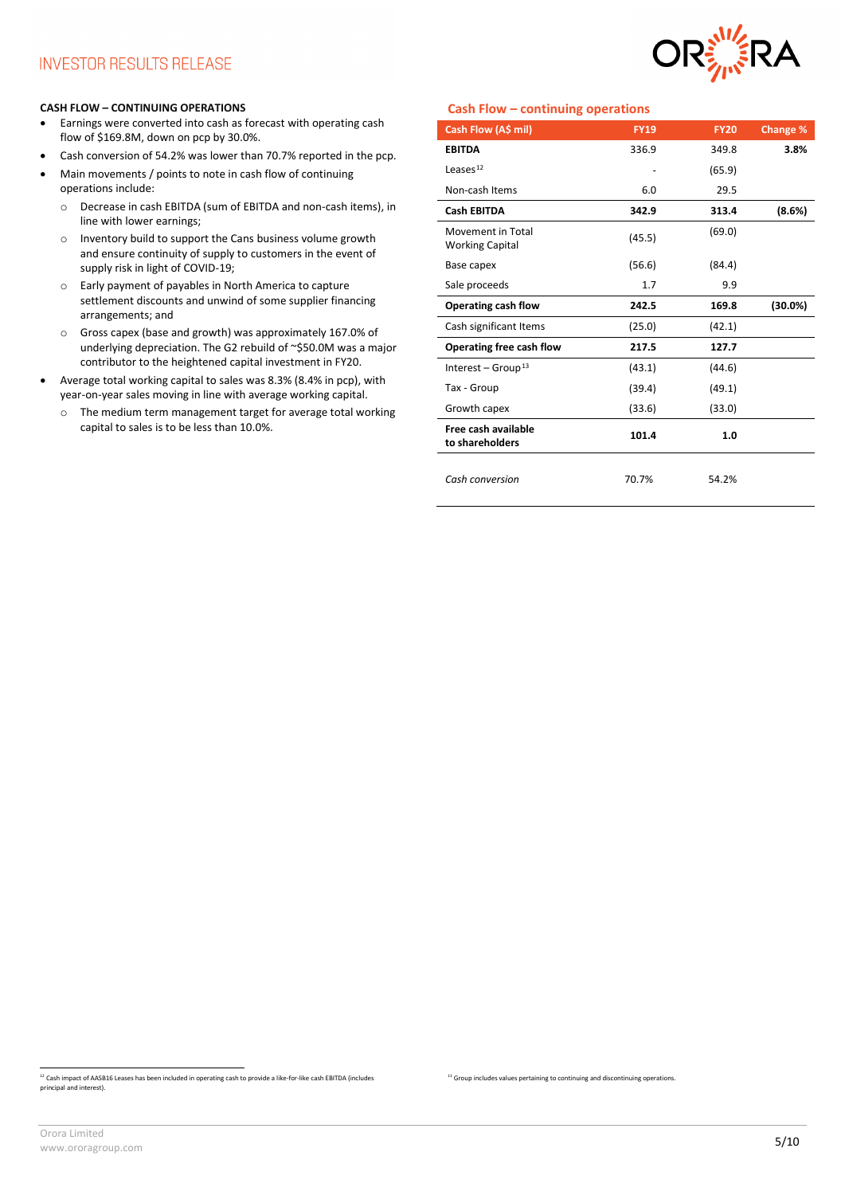## CASH FLOW – CONTINUING OPERATIONS

- Earnings were converted into cash as forecast with operating cash flow of $169.8M, down on pcp by 30.0%.
- Cash conversion of 54.2% was lower than 70.7% reported in the pcp.
- Main movements / points to note in cash flow of continuing operations include:
  - Decrease in cash EBITDA (sum of EBITDA and non-cash items), in line with lower earnings;
  - Inventory build to support the Cans business volume growth and ensure continuity of supply to customers in the event of supply risk in light of COVID-19;
  - Early payment of payables in North America to capture settlement discounts and unwind of some supplier financing arrangements; and
  - Gross capex (base and growth) was approximately 167.0% of underlying depreciation. The G2 rebuild of ~$50.0M was a major contributor to the heightened capital investment in FY20.
- Average total working capital to sales was 8.3% (8.4% in pcp), with year-on-year sales moving in line with average working capital.
  - The medium term management target for average total working capital to sales is to be less than 10.0%.

### Cash Flow – continuing operations

| Cash Flow (A$ mil) | FY19 | FY20 | Change % |
|---|---|---|---|
| **EBITDA** | 336.9 | 349.8 | **3.8%** |
| Leases[12] | - | (65.9) | |
| Non-cash Items | 6.0 | 29.5 | |
| **Cash EBITDA** | **342.9** | **313.4** | **(8.6%)** |
| Movement in Total Working Capital | (45.5) | (69.0) | |
| Base capex | (56.6) | (84.4) | |
| Sale proceeds | 1.7 | 9.9 | |
| **Operating cash flow** | **242.5** | **169.8** | **(30.0%)** |
| Cash significant Items | (25.0) | (42.1) | |
| **Operating free cash flow** | **217.5** | **127.7** | |
| Interest – Group[13] | (43.1) | (44.6) | |
| Tax - Group | (39.4) | (49.1) | |
| Growth capex | (33.6) | (33.0) | |
| **Free cash available to shareholders** | **101.4** | **1.0** | |
| *Cash conversion* | 70.7% | 54.2% | |

[12] Cash impact of AASB16 Leases has been included in operating cash to provide a like-for-like cash EBITDA (includes principal and interest).

[13] Group includes values pertaining to continuing and discontinuing operations.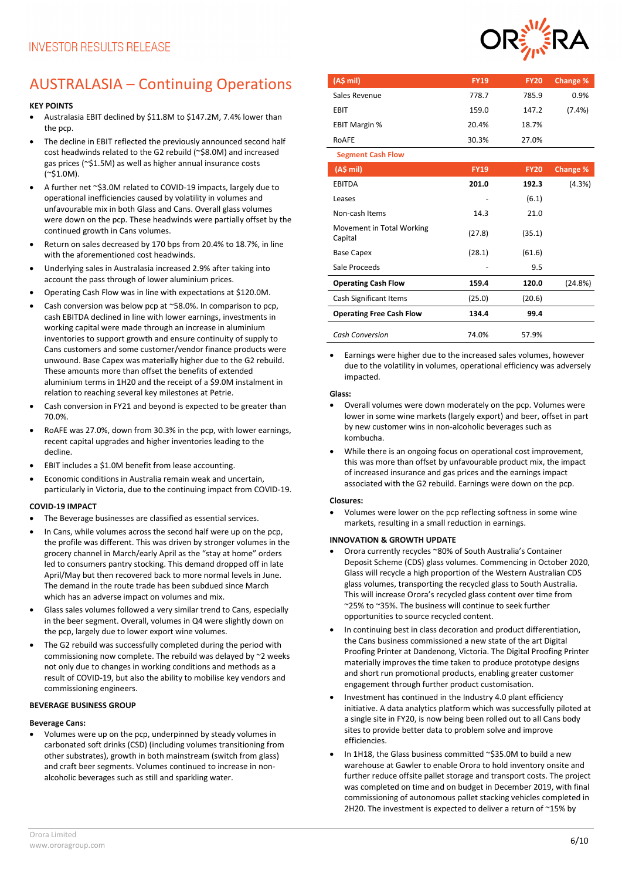# AUSTRALASIA – Continuing Operations

**KEY POINTS**

- Australasia EBIT declined by $11.8M to $147.2M, 7.4% lower than the pcp.
- The decline in EBIT reflected the previously announced second half cost headwinds related to the G2 rebuild (~$8.0M) and increased gas prices (~$1.5M) as well as higher annual insurance costs (~$1.0M).
- A further net ~$3.0M related to COVID-19 impacts, largely due to operational inefficiencies caused by volatility in volumes and unfavourable mix in both Glass and Cans. Overall glass volumes were down on the pcp. These headwinds were partially offset by the continued growth in Cans volumes.
- Return on sales decreased by 170 bps from 20.4% to 18.7%, in line with the aforementioned cost headwinds.
- Underlying sales in Australasia increased 2.9% after taking into account the pass through of lower aluminium prices.
- Operating Cash Flow was in line with expectations at $120.0M.
- Cash conversion was below pcp at ~58.0%. In comparison to pcp, cash EBITDA declined in line with lower earnings, investments in working capital were made through an increase in aluminium inventories to support growth and ensure continuity of supply to Cans customers and some customer/vendor finance programs were unwound. Base Capex was materially higher due to the G2 rebuild. These amounts more than offset the benefits of extended aluminium terms in 1H20 and the receipt of a $9.0M instalment in relation to reaching several key milestones at Petrie.
- Cash conversion in FY21 and beyond is expected to be greater than 70.0%.
- RoAFE was 27.0%, down from 30.3% in the pcp, with lower earnings, recent capital upgrades and higher inventories leading to the decline.
- EBIT includes a $1.0M benefit from lease accounting.
- Economic conditions in Australia remain weak and uncertain, particularly in Victoria, due to the continuing impact from COVID-19.

**COVID-19 IMPACT**

- The Beverage businesses are classified as essential services.
- In Cans, while volumes across the second half were up on the pcp, the profile was different. This was driven by stronger volumes in the grocery channel in March/early April as the "stay at home" orders led to consumers pantry stocking. This demand dropped off in late April/May but then recovered back to more normal levels in June. The demand in the route trade has been subdued since March which has an adverse impact on volumes and mix.
- Glass sales volumes followed a very similar trend to Cans, especially in the beer segment. Overall, volumes in Q4 were slightly down on the pcp, largely due to lower export wine volumes.
- The G2 rebuild was successfully completed during the period with commissioning now complete. The rebuild was delayed by ~2 weeks not only due to changes in working conditions and methods as a result of COVID-19, but also the ability to mobilise key vendors and commissioning engineers.

**BEVERAGE BUSINESS GROUP**

**Beverage Cans:**

- Volumes were up on the pcp, underpinned by steady volumes in carbonated soft drinks (CSD) (including volumes transitioning from other substrates), growth in both mainstream (switch from glass) and craft beer segments. Volumes continued to increase in non-alcoholic beverages such as still and sparkling water.

| (A$ mil) | FY19 | FY20 | Change % |
|---|---|---|---|
| Sales Revenue | 778.7 | 785.9 | 0.9% |
| EBIT | 159.0 | 147.2 | (7.4%) |
| EBIT Margin % | 20.4% | 18.7% | |
| RoAFE | 30.3% | 27.0% | |

**Segment Cash Flow**

| (A$ mil) | FY19 | FY20 | Change % |
|---|---|---|---|
| EBITDA | **201.0** | **192.3** | (4.3%) |
| Leases | - | (6.1) | |
| Non-cash Items | 14.3 | 21.0 | |
| Movement in Total Working Capital | (27.8) | (35.1) | |
| Base Capex | (28.1) | (61.6) | |
| Sale Proceeds | - | 9.5 | |
| **Operating Cash Flow** | **159.4** | **120.0** | (24.8%) |
| Cash Significant Items | (25.0) | (20.6) | |
| **Operating Free Cash Flow** | **134.4** | **99.4** | |
| *Cash Conversion* | 74.0% | 57.9% | |

- Earnings were higher due to the increased sales volumes, however due to the volatility in volumes, operational efficiency was adversely impacted.

**Glass:**

- Overall volumes were down moderately on the pcp. Volumes were lower in some wine markets (largely export) and beer, offset in part by new customer wins in non-alcoholic beverages such as kombucha.
- While there is an ongoing focus on operational cost improvement, this was more than offset by unfavourable product mix, the impact of increased insurance and gas prices and the earnings impact associated with the G2 rebuild. Earnings were down on the pcp.

**Closures:**

- Volumes were lower on the pcp reflecting softness in some wine markets, resulting in a small reduction in earnings.

**INNOVATION & GROWTH UPDATE**

- Orora currently recycles ~80% of South Australia's Container Deposit Scheme (CDS) glass volumes. Commencing in October 2020, Glass will recycle a high proportion of the Western Australian CDS glass volumes, transporting the recycled glass to South Australia. This will increase Orora's recycled glass content over time from ~25% to ~35%. The business will continue to seek further opportunities to source recycled content.
- In continuing best in class decoration and product differentiation, the Cans business commissioned a new state of the art Digital Proofing Printer at Dandenong, Victoria. The Digital Proofing Printer materially improves the time taken to produce prototype designs and short run promotional products, enabling greater customer engagement through further product customisation.
- Investment has continued in the Industry 4.0 plant efficiency initiative. A data analytics platform which was successfully piloted at a single site in FY20, is now being been rolled out to all Cans body sites to provide better data to problem solve and improve efficiencies.
- In 1H18, the Glass business committed ~$35.0M to build a new warehouse at Gawler to enable Orora to hold inventory onsite and further reduce offsite pallet storage and transport costs. The project was completed on time and on budget in December 2019, with final commissioning of autonomous pallet stacking vehicles completed in 2H20. The investment is expected to deliver a return of ~15% by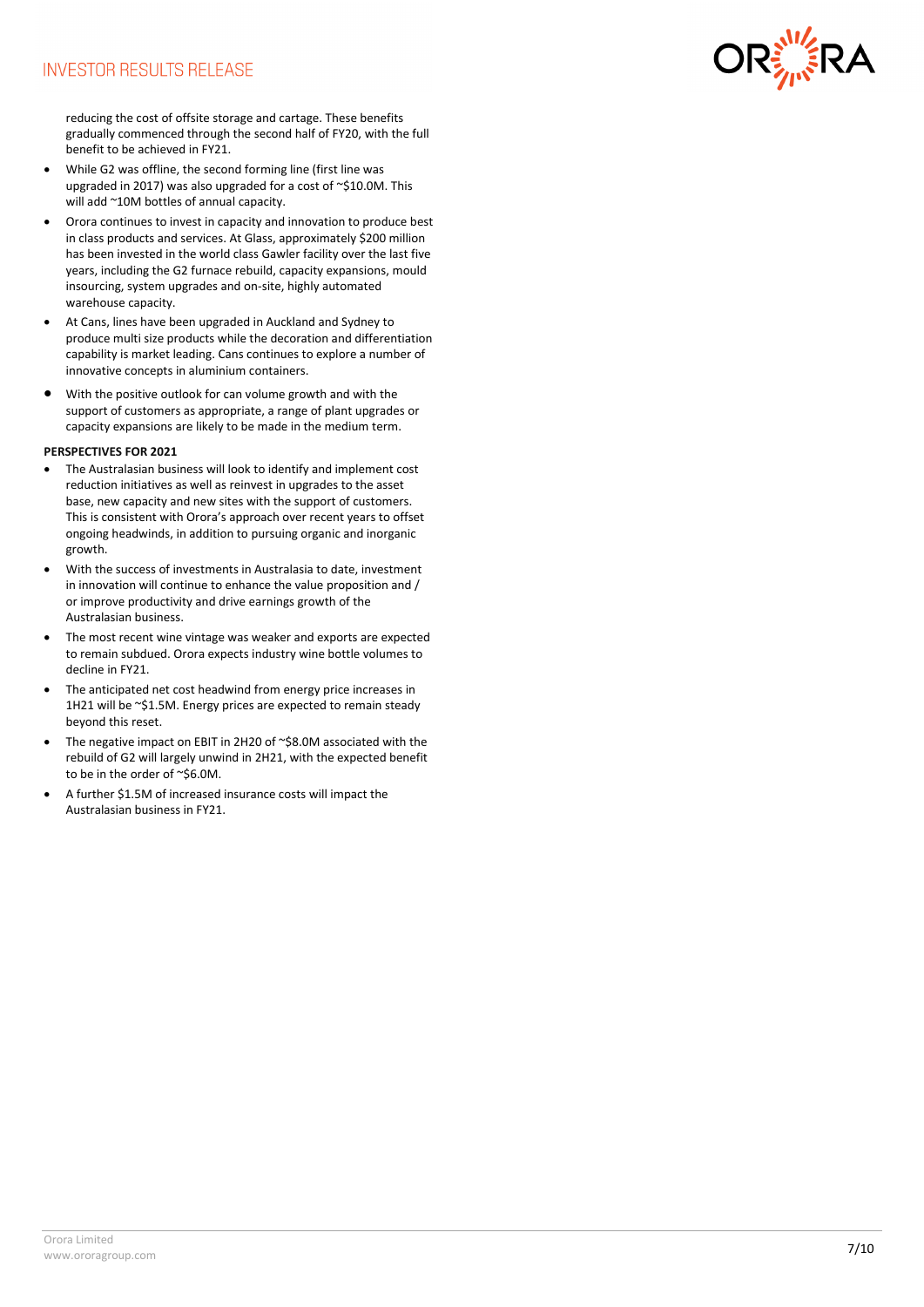reducing the cost of offsite storage and cartage. These benefits gradually commenced through the second half of FY20, with the full benefit to be achieved in FY21.

- While G2 was offline, the second forming line (first line was upgraded in 2017) was also upgraded for a cost of ~$10.0M. This will add ~10M bottles of annual capacity.
- Orora continues to invest in capacity and innovation to produce best in class products and services. At Glass, approximately $200 million has been invested in the world class Gawler facility over the last five years, including the G2 furnace rebuild, capacity expansions, mould insourcing, system upgrades and on-site, highly automated warehouse capacity.
- At Cans, lines have been upgraded in Auckland and Sydney to produce multi size products while the decoration and differentiation capability is market leading. Cans continues to explore a number of innovative concepts in aluminium containers.
- With the positive outlook for can volume growth and with the support of customers as appropriate, a range of plant upgrades or capacity expansions are likely to be made in the medium term.

**PERSPECTIVES FOR 2021**

- The Australasian business will look to identify and implement cost reduction initiatives as well as reinvest in upgrades to the asset base, new capacity and new sites with the support of customers. This is consistent with Orora's approach over recent years to offset ongoing headwinds, in addition to pursuing organic and inorganic growth.
- With the success of investments in Australasia to date, investment in innovation will continue to enhance the value proposition and / or improve productivity and drive earnings growth of the Australasian business.
- The most recent wine vintage was weaker and exports are expected to remain subdued. Orora expects industry wine bottle volumes to decline in FY21.
- The anticipated net cost headwind from energy price increases in 1H21 will be ~$1.5M. Energy prices are expected to remain steady beyond this reset.
- The negative impact on EBIT in 2H20 of ~$8.0M associated with the rebuild of G2 will largely unwind in 2H21, with the expected benefit to be in the order of ~$6.0M.
- A further $1.5M of increased insurance costs will impact the Australasian business in FY21.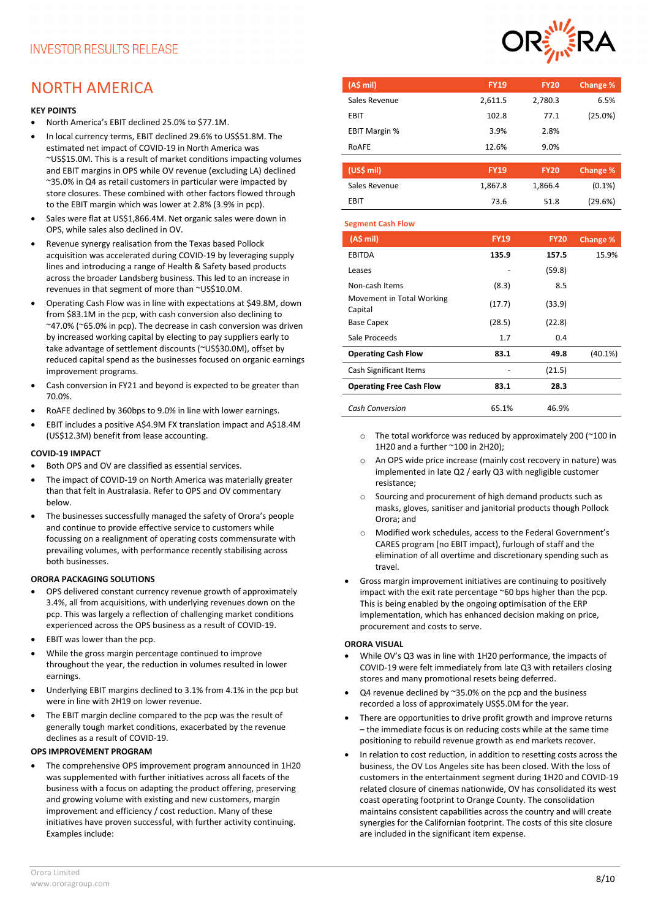# NORTH AMERICA

**KEY POINTS**

- North America's EBIT declined 25.0% to $77.1M.
- In local currency terms, EBIT declined 29.6% to US$51.8M. The estimated net impact of COVID-19 in North America was ~US$15.0M. This is a result of market conditions impacting volumes and EBIT margins in OPS while OV revenue (excluding LA) declined ~35.0% in Q4 as retail customers in particular were impacted by store closures. These combined with other factors flowed through to the EBIT margin which was lower at 2.8% (3.9% in pcp).
- Sales were flat at US$1,866.4M. Net organic sales were down in OPS, while sales also declined in OV.
- Revenue synergy realisation from the Texas based Pollock acquisition was accelerated during COVID-19 by leveraging supply lines and introducing a range of Health & Safety based products across the broader Landsberg business. This led to an increase in revenues in that segment of more than ~US$10.0M.
- Operating Cash Flow was in line with expectations at $49.8M, down from $83.1M in the pcp, with cash conversion also declining to ~47.0% (~65.0% in pcp). The decrease in cash conversion was driven by increased working capital by electing to pay suppliers early to take advantage of settlement discounts (~US$30.0M), offset by reduced capital spend as the businesses focused on organic earnings improvement programs.
- Cash conversion in FY21 and beyond is expected to be greater than 70.0%.
- RoAFE declined by 360bps to 9.0% in line with lower earnings.
- EBIT includes a positive A$4.9M FX translation impact and A$18.4M (US$12.3M) benefit from lease accounting.

| (A$ mil) | FY19 | FY20 | Change % |
|---|---|---|---|
| Sales Revenue | 2,611.5 | 2,780.3 | 6.5% |
| EBIT | 102.8 | 77.1 | (25.0%) |
| EBIT Margin % | 3.9% | 2.8% | |
| RoAFE | 12.6% | 9.0% | |

| (US$ mil) | FY19 | FY20 | Change % |
|---|---|---|---|
| Sales Revenue | 1,867.8 | 1,866.4 | (0.1%) |
| EBIT | 73.6 | 51.8 | (29.6%) |

**Segment Cash Flow**

| (A$ mil) | FY19 | FY20 | Change % |
|---|---|---|---|
| EBITDA | **135.9** | **157.5** | 15.9% |
| Leases | - | (59.8) | |
| Non-cash Items | (8.3) | 8.5 | |
| Movement in Total Working Capital | (17.7) | (33.9) | |
| Base Capex | (28.5) | (22.8) | |
| Sale Proceeds | 1.7 | 0.4 | |
| **Operating Cash Flow** | **83.1** | **49.8** | (40.1%) |
| Cash Significant Items | - | (21.5) | |
| **Operating Free Cash Flow** | **83.1** | **28.3** | |
| *Cash Conversion* | 65.1% | 46.9% | |

**COVID-19 IMPACT**

- Both OPS and OV are classified as essential services.
- The impact of COVID-19 on North America was materially greater than that felt in Australasia. Refer to OPS and OV commentary below.
- The businesses successfully managed the safety of Orora's people and continue to provide effective service to customers while focussing on a realignment of operating costs commensurate with prevailing volumes, with performance recently stabilising across both businesses.

**ORORA PACKAGING SOLUTIONS**

- OPS delivered constant currency revenue growth of approximately 3.4%, all from acquisitions, with underlying revenues down on the pcp. This was largely a reflection of challenging market conditions experienced across the OPS business as a result of COVID-19.
- EBIT was lower than the pcp.
- While the gross margin percentage continued to improve throughout the year, the reduction in volumes resulted in lower earnings.
- Underlying EBIT margins declined to 3.1% from 4.1% in the pcp but were in line with 2H19 on lower revenue.
- The EBIT margin decline compared to the pcp was the result of generally tough market conditions, exacerbated by the revenue declines as a result of COVID-19.

**OPS IMPROVEMENT PROGRAM**

- The comprehensive OPS improvement program announced in 1H20 was supplemented with further initiatives across all facets of the business with a focus on adapting the product offering, preserving and growing volume with existing and new customers, margin improvement and efficiency / cost reduction. Many of these initiatives have proven successful, with further activity continuing. Examples include:
  - The total workforce was reduced by approximately 200 (~100 in 1H20 and a further ~100 in 2H20);
  - An OPS wide price increase (mainly cost recovery in nature) was implemented in late Q2 / early Q3 with negligible customer resistance;
  - Sourcing and procurement of high demand products such as masks, gloves, sanitiser and janitorial products though Pollock Orora; and
  - Modified work schedules, access to the Federal Government's CARES program (no EBIT impact), furlough of staff and the elimination of all overtime and discretionary spending such as travel.
- Gross margin improvement initiatives are continuing to positively impact with the exit rate percentage ~60 bps higher than the pcp. This is being enabled by the ongoing optimisation of the ERP implementation, which has enhanced decision making on price, procurement and costs to serve.

**ORORA VISUAL**

- While OV's Q3 was in line with 1H20 performance, the impacts of COVID-19 were felt immediately from late Q3 with retailers closing stores and many promotional resets being deferred.
- Q4 revenue declined by ~35.0% on the pcp and the business recorded a loss of approximately US$5.0M for the year.
- There are opportunities to drive profit growth and improve returns – the immediate focus is on reducing costs while at the same time positioning to rebuild revenue growth as end markets recover.
- In relation to cost reduction, in addition to resetting costs across the business, the OV Los Angeles site has been closed. With the loss of customers in the entertainment segment during 1H20 and COVID-19 related closure of cinemas nationwide, OV has consolidated its west coast operating footprint to Orange County. The consolidation maintains consistent capabilities across the country and will create synergies for the Californian footprint. The costs of this site closure are included in the significant item expense.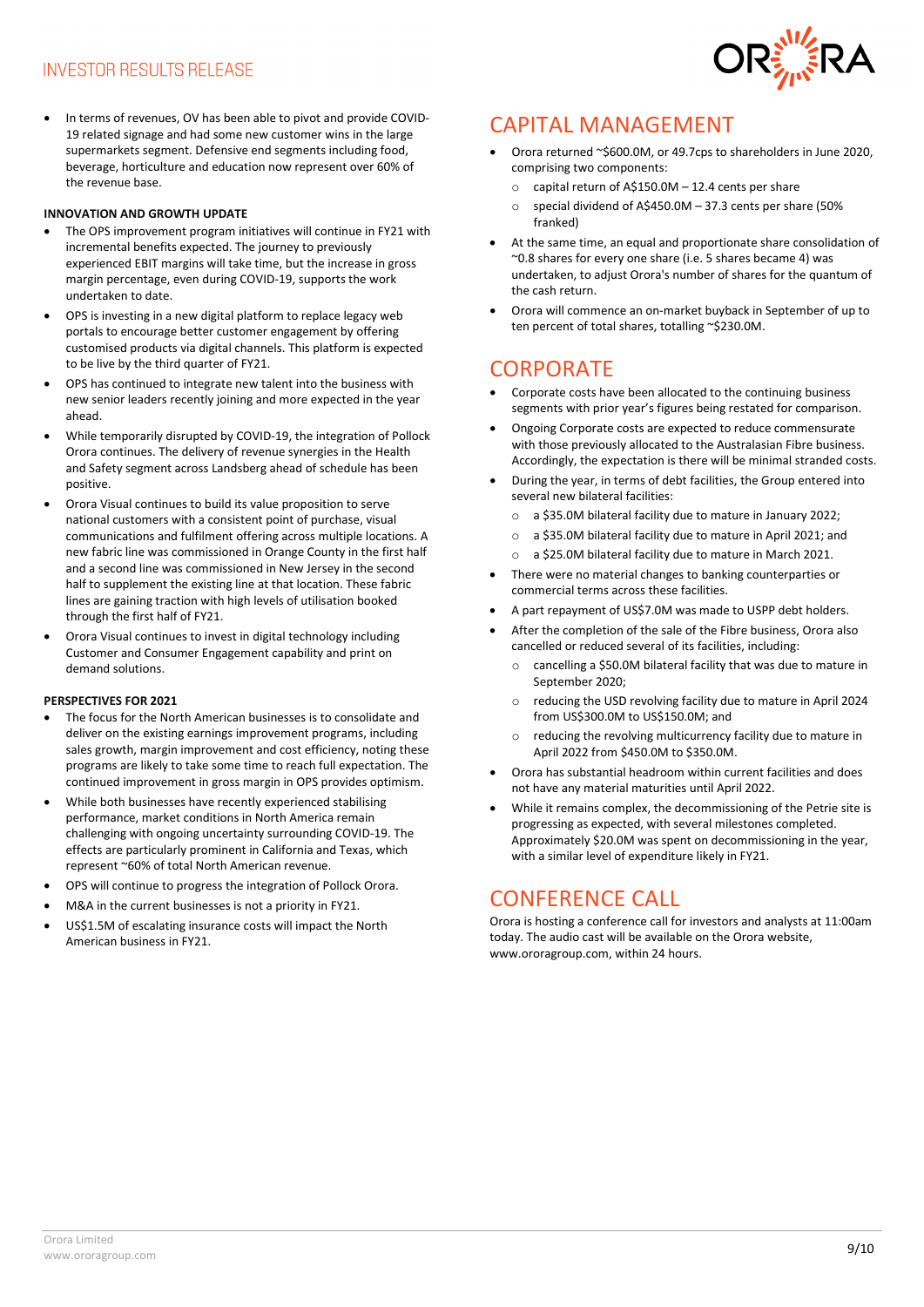- In terms of revenues, OV has been able to pivot and provide COVID-19 related signage and had some new customer wins in the large supermarkets segment. Defensive end segments including food, beverage, horticulture and education now represent over 60% of the revenue base.

**INNOVATION AND GROWTH UPDATE**

- The OPS improvement program initiatives will continue in FY21 with incremental benefits expected. The journey to previously experienced EBIT margins will take time, but the increase in gross margin percentage, even during COVID-19, supports the work undertaken to date.
- OPS is investing in a new digital platform to replace legacy web portals to encourage better customer engagement by offering customised products via digital channels. This platform is expected to be live by the third quarter of FY21.
- OPS has continued to integrate new talent into the business with new senior leaders recently joining and more expected in the year ahead.
- While temporarily disrupted by COVID-19, the integration of Pollock Orora continues. The delivery of revenue synergies in the Health and Safety segment across Landsberg ahead of schedule has been positive.
- Orora Visual continues to build its value proposition to serve national customers with a consistent point of purchase, visual communications and fulfilment offering across multiple locations. A new fabric line was commissioned in Orange County in the first half and a second line was commissioned in New Jersey in the second half to supplement the existing line at that location. These fabric lines are gaining traction with high levels of utilisation booked through the first half of FY21.
- Orora Visual continues to invest in digital technology including Customer and Consumer Engagement capability and print on demand solutions.

**PERSPECTIVES FOR 2021**

- The focus for the North American businesses is to consolidate and deliver on the existing earnings improvement programs, including sales growth, margin improvement and cost efficiency, noting these programs are likely to take some time to reach full expectation. The continued improvement in gross margin in OPS provides optimism.
- While both businesses have recently experienced stabilising performance, market conditions in North America remain challenging with ongoing uncertainty surrounding COVID-19. The effects are particularly prominent in California and Texas, which represent ~60% of total North American revenue.
- OPS will continue to progress the integration of Pollock Orora.
- M&A in the current businesses is not a priority in FY21.
- US$1.5M of escalating insurance costs will impact the North American business in FY21.

## CAPITAL MANAGEMENT

- Orora returned ~$600.0M, or 49.7cps to shareholders in June 2020, comprising two components:
  - capital return of A$150.0M – 12.4 cents per share
  - special dividend of A$450.0M – 37.3 cents per share (50% franked)
- At the same time, an equal and proportionate share consolidation of ~0.8 shares for every one share (i.e. 5 shares became 4) was undertaken, to adjust Orora's number of shares for the quantum of the cash return.
- Orora will commence an on-market buyback in September of up to ten percent of total shares, totalling ~$230.0M.

## CORPORATE

- Corporate costs have been allocated to the continuing business segments with prior year's figures being restated for comparison.
- Ongoing Corporate costs are expected to reduce commensurate with those previously allocated to the Australasian Fibre business. Accordingly, the expectation is there will be minimal stranded costs.
- During the year, in terms of debt facilities, the Group entered into several new bilateral facilities:
  - a $35.0M bilateral facility due to mature in January 2022;
  - a $35.0M bilateral facility due to mature in April 2021; and
  - a $25.0M bilateral facility due to mature in March 2021.
- There were no material changes to banking counterparties or commercial terms across these facilities.
- A part repayment of US$7.0M was made to USPP debt holders.
- After the completion of the sale of the Fibre business, Orora also cancelled or reduced several of its facilities, including:
  - cancelling a $50.0M bilateral facility that was due to mature in September 2020;
  - reducing the USD revolving facility due to mature in April 2024 from US$300.0M to US$150.0M; and
  - reducing the revolving multicurrency facility due to mature in April 2022 from $450.0M to $350.0M.
- Orora has substantial headroom within current facilities and does not have any material maturities until April 2022.
- While it remains complex, the decommissioning of the Petrie site is progressing as expected, with several milestones completed. Approximately $20.0M was spent on decommissioning in the year, with a similar level of expenditure likely in FY21.

## CONFERENCE CALL

Orora is hosting a conference call for investors and analysts at 11:00am today. The audio cast will be available on the Orora website, www.ororagroup.com, within 24 hours.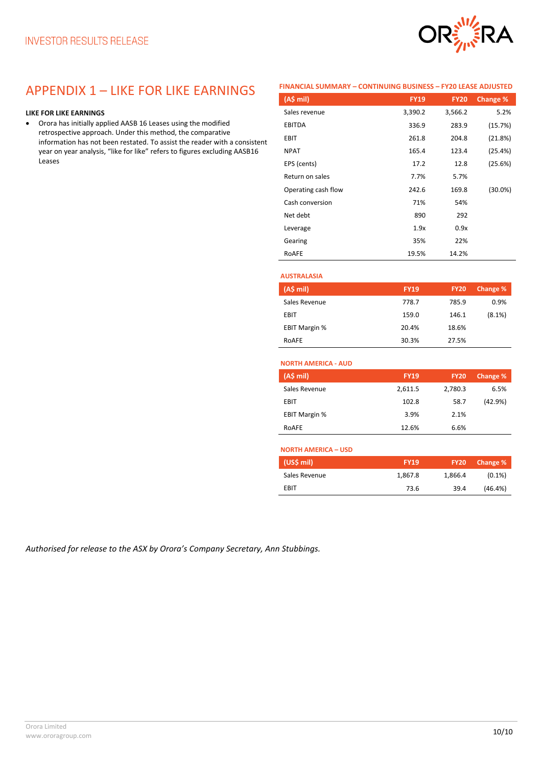# APPENDIX 1 – LIKE FOR LIKE EARNINGS

**LIKE FOR LIKE EARNINGS**

- Orora has initially applied AASB 16 Leases using the modified retrospective approach. Under this method, the comparative information has not been restated. To assist the reader with a consistent year on year analysis, "like for like" refers to figures excluding AASB16 Leases

**FINANCIAL SUMMARY – CONTINUING BUSINESS – FY20 LEASE ADJUSTED**

| (A$ mil) | FY19 | FY20 | Change % |
|---|---|---|---|
| Sales revenue | 3,390.2 | 3,566.2 | 5.2% |
| EBITDA | 336.9 | 283.9 | (15.7%) |
| EBIT | 261.8 | 204.8 | (21.8%) |
| NPAT | 165.4 | 123.4 | (25.4%) |
| EPS (cents) | 17.2 | 12.8 | (25.6%) |
| Return on sales | 7.7% | 5.7% | |
| Operating cash flow | 242.6 | 169.8 | (30.0%) |
| Cash conversion | 71% | 54% | |
| Net debt | 890 | 292 | |
| Leverage | 1.9x | 0.9x | |
| Gearing | 35% | 22% | |
| RoAFE | 19.5% | 14.2% | |

**AUSTRALASIA**

| (A$ mil) | FY19 | FY20 | Change % |
|---|---|---|---|
| Sales Revenue | 778.7 | 785.9 | 0.9% |
| EBIT | 159.0 | 146.1 | (8.1%) |
| EBIT Margin % | 20.4% | 18.6% | |
| RoAFE | 30.3% | 27.5% | |

**NORTH AMERICA - AUD**

| (A$ mil) | FY19 | FY20 | Change % |
|---|---|---|---|
| Sales Revenue | 2,611.5 | 2,780.3 | 6.5% |
| EBIT | 102.8 | 58.7 | (42.9%) |
| EBIT Margin % | 3.9% | 2.1% | |
| RoAFE | 12.6% | 6.6% | |

**NORTH AMERICA – USD**

| (US$ mil) | FY19 | FY20 | Change % |
|---|---|---|---|
| Sales Revenue | 1,867.8 | 1,866.4 | (0.1%) |
| EBIT | 73.6 | 39.4 | (46.4%) |

*Authorised for release to the ASX by Orora's Company Secretary, Ann Stubbings.*